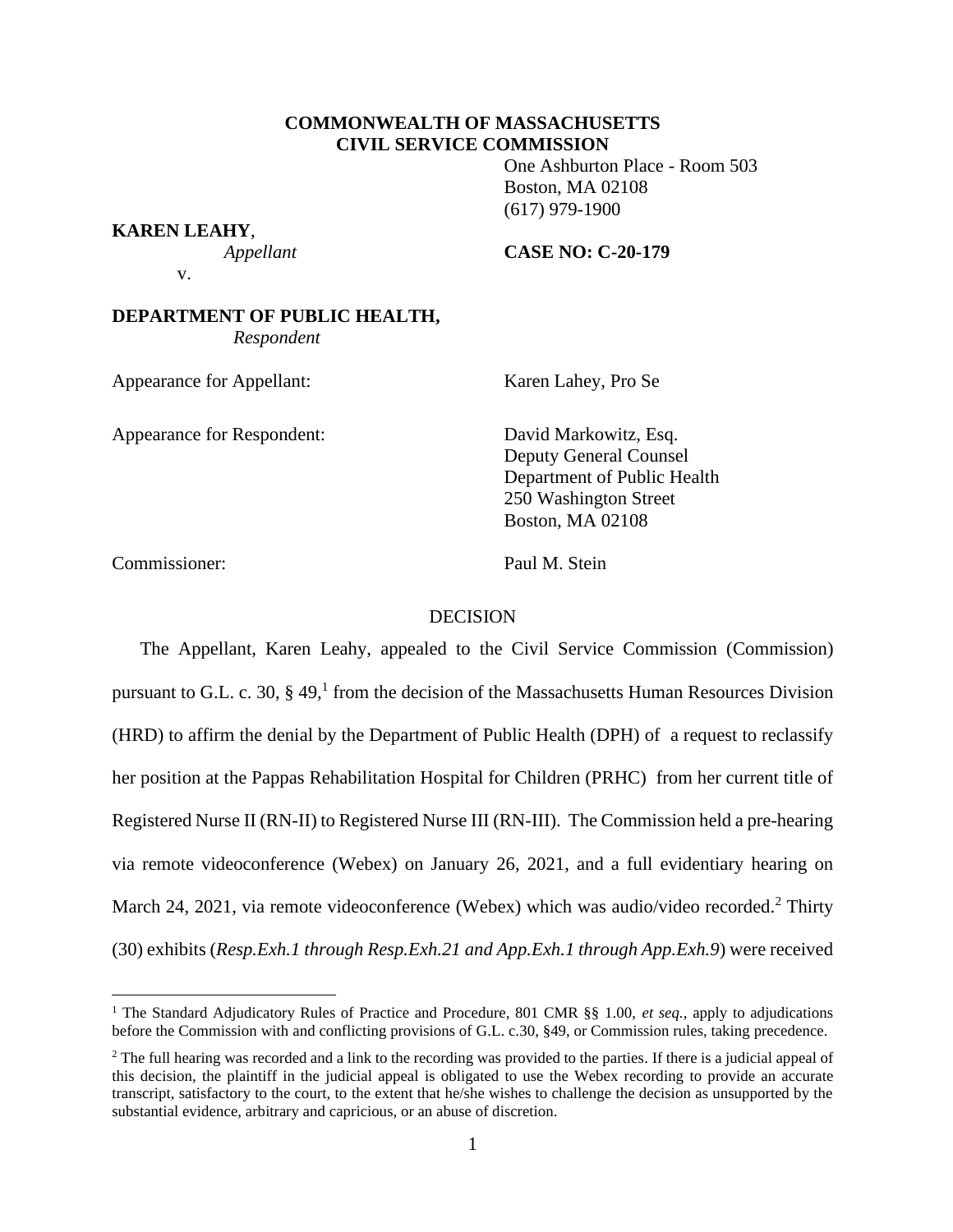**COMMONWEALTH OF MASSACHUSETTS**
**CIVIL SERVICE COMMISSION**

One Ashburton Place - Room 503
Boston, MA 02108
(617) 979-1900

**KAREN LEAHY**,
*Appellant*

v.

**CASE NO: C-20-179**

**DEPARTMENT OF PUBLIC HEALTH,**
*Respondent*

Appearance for Appellant: Karen Lahey, Pro Se

Appearance for Respondent: David Markowitz, Esq.
Deputy General Counsel
Department of Public Health
250 Washington Street
Boston, MA 02108

Commissioner: Paul M. Stein

DECISION

The Appellant, Karen Leahy, appealed to the Civil Service Commission (Commission) pursuant to G.L. c. 30, § 49,[1] from the decision of the Massachusetts Human Resources Division (HRD) to affirm the denial by the Department of Public Health (DPH) of a request to reclassify her position at the Pappas Rehabilitation Hospital for Children (PRHC) from her current title of Registered Nurse II (RN-II) to Registered Nurse III (RN-III). The Commission held a pre-hearing via remote videoconference (Webex) on January 26, 2021, and a full evidentiary hearing on March 24, 2021, via remote videoconference (Webex) which was audio/video recorded.[2] Thirty (30) exhibits (*Resp.Exh.1 through Resp.Exh.21 and App.Exh.1 through App.Exh.9*) were received

---

[1] The Standard Adjudicatory Rules of Practice and Procedure, 801 CMR §§ 1.00, *et seq.*, apply to adjudications before the Commission with and conflicting provisions of G.L. c.30, §49, or Commission rules, taking precedence.

[2] The full hearing was recorded and a link to the recording was provided to the parties. If there is a judicial appeal of this decision, the plaintiff in the judicial appeal is obligated to use the Webex recording to provide an accurate transcript, satisfactory to the court, to the extent that he/she wishes to challenge the decision as unsupported by the substantial evidence, arbitrary and capricious, or an abuse of discretion.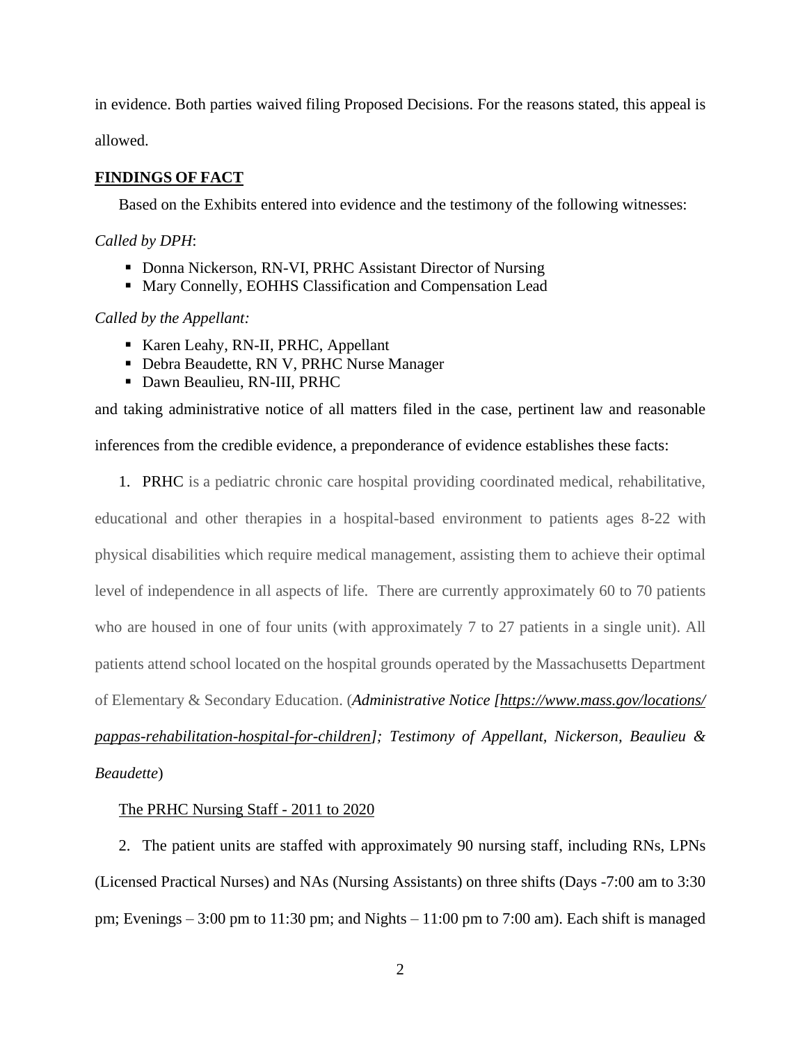in evidence. Both parties waived filing Proposed Decisions. For the reasons stated, this appeal is allowed.

**FINDINGS OF FACT**

Based on the Exhibits entered into evidence and the testimony of the following witnesses:

*Called by DPH*:

- Donna Nickerson, RN-VI, PRHC Assistant Director of Nursing
- Mary Connelly, EOHHS Classification and Compensation Lead

*Called by the Appellant:*

- Karen Leahy, RN-II, PRHC, Appellant
- Debra Beaudette, RN V, PRHC Nurse Manager
- Dawn Beaulieu, RN-III, PRHC

and taking administrative notice of all matters filed in the case, pertinent law and reasonable inferences from the credible evidence, a preponderance of evidence establishes these facts:

1. PRHC is a pediatric chronic care hospital providing coordinated medical, rehabilitative, educational and other therapies in a hospital-based environment to patients ages 8-22 with physical disabilities which require medical management, assisting them to achieve their optimal level of independence in all aspects of life. There are currently approximately 60 to 70 patients who are housed in one of four units (with approximately 7 to 27 patients in a single unit). All patients attend school located on the hospital grounds operated by the Massachusetts Department of Elementary & Secondary Education. (*Administrative Notice [https://www.mass.gov/locations/pappas-rehabilitation-hospital-for-children]; Testimony of Appellant, Nickerson, Beaulieu & Beaudette*)

The PRHC Nursing Staff - 2011 to 2020

2. The patient units are staffed with approximately 90 nursing staff, including RNs, LPNs (Licensed Practical Nurses) and NAs (Nursing Assistants) on three shifts (Days -7:00 am to 3:30 pm; Evenings – 3:00 pm to 11:30 pm; and Nights – 11:00 pm to 7:00 am). Each shift is managed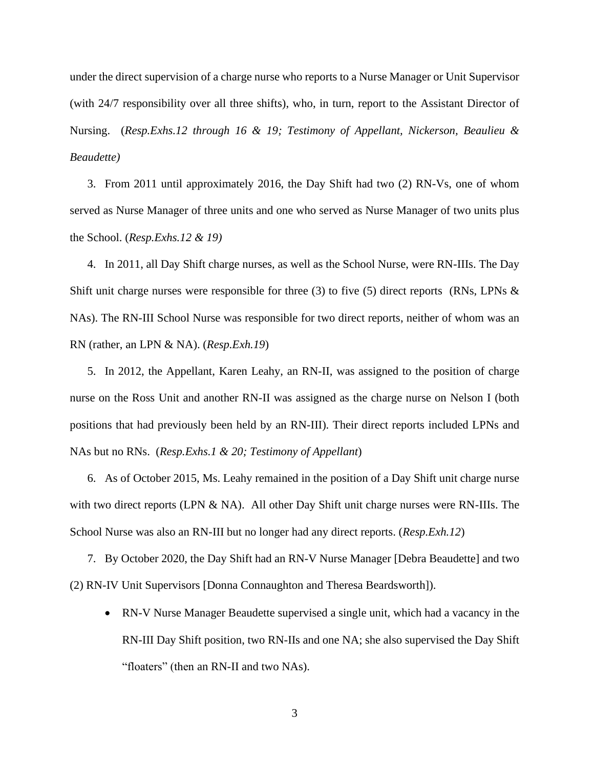under the direct supervision of a charge nurse who reports to a Nurse Manager or Unit Supervisor (with 24/7 responsibility over all three shifts), who, in turn, report to the Assistant Director of Nursing. (*Resp.Exhs.12 through 16 & 19; Testimony of Appellant, Nickerson, Beaulieu & Beaudette)*

3. From 2011 until approximately 2016, the Day Shift had two (2) RN-Vs, one of whom served as Nurse Manager of three units and one who served as Nurse Manager of two units plus the School. (*Resp.Exhs.12 & 19)*

4. In 2011, all Day Shift charge nurses, as well as the School Nurse, were RN-IIIs. The Day Shift unit charge nurses were responsible for three (3) to five (5) direct reports (RNs, LPNs & NAs). The RN-III School Nurse was responsible for two direct reports, neither of whom was an RN (rather, an LPN & NA). (*Resp.Exh.19*)

5. In 2012, the Appellant, Karen Leahy, an RN-II, was assigned to the position of charge nurse on the Ross Unit and another RN-II was assigned as the charge nurse on Nelson I (both positions that had previously been held by an RN-III). Their direct reports included LPNs and NAs but no RNs. (*Resp.Exhs.1 & 20; Testimony of Appellant*)

6. As of October 2015, Ms. Leahy remained in the position of a Day Shift unit charge nurse with two direct reports (LPN & NA). All other Day Shift unit charge nurses were RN-IIIs. The School Nurse was also an RN-III but no longer had any direct reports. (*Resp.Exh.12*)

7. By October 2020, the Day Shift had an RN-V Nurse Manager [Debra Beaudette] and two (2) RN-IV Unit Supervisors [Donna Connaughton and Theresa Beardsworth]).

- RN-V Nurse Manager Beaudette supervised a single unit, which had a vacancy in the RN-III Day Shift position, two RN-IIs and one NA; she also supervised the Day Shift "floaters" (then an RN-II and two NAs).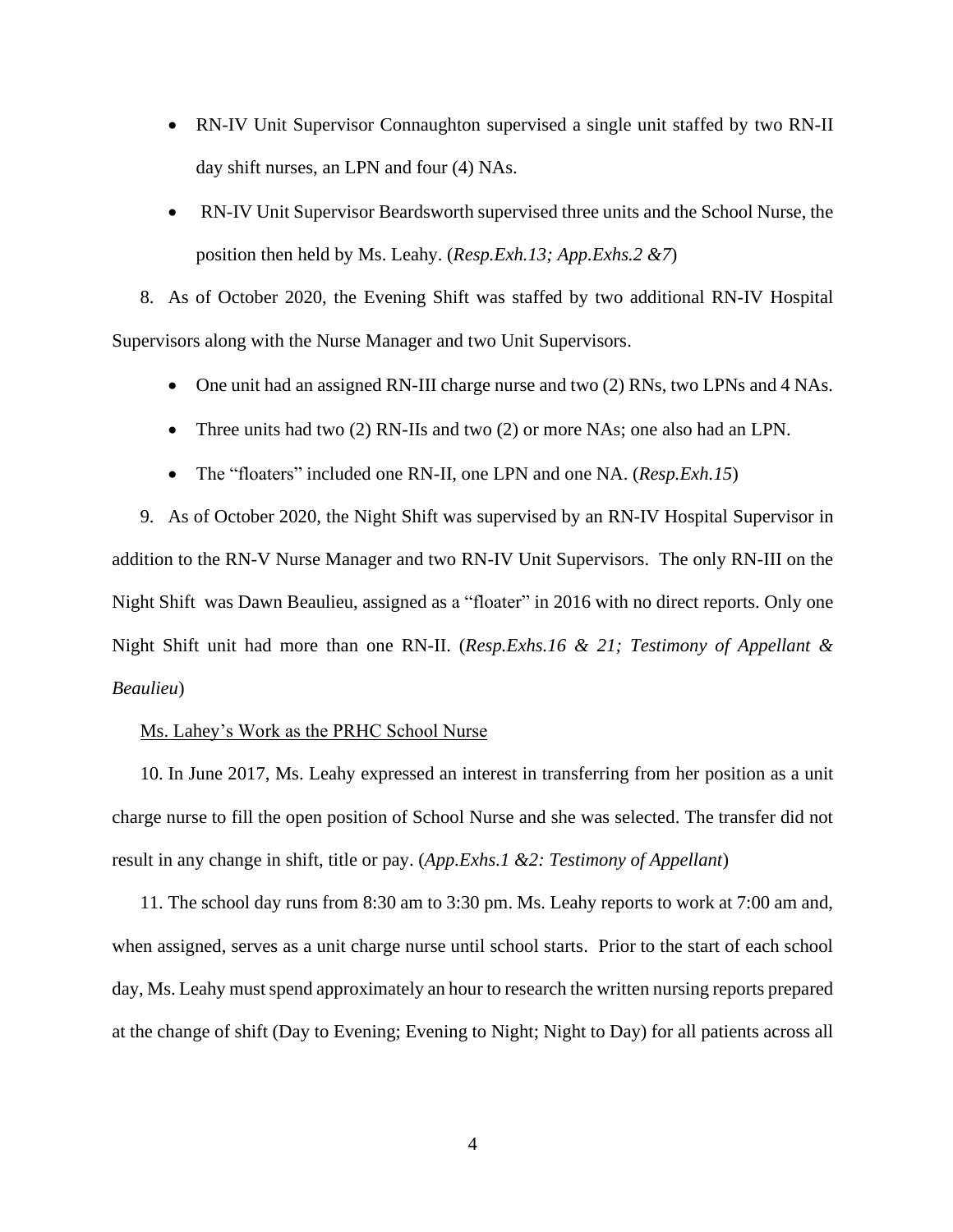- RN-IV Unit Supervisor Connaughton supervised a single unit staffed by two RN-II day shift nurses, an LPN and four (4) NAs.
- RN-IV Unit Supervisor Beardsworth supervised three units and the School Nurse, the position then held by Ms. Leahy. (*Resp.Exh.13; App.Exhs.2 &7*)

8. As of October 2020, the Evening Shift was staffed by two additional RN-IV Hospital Supervisors along with the Nurse Manager and two Unit Supervisors.

- One unit had an assigned RN-III charge nurse and two (2) RNs, two LPNs and 4 NAs.
- Three units had two (2) RN-IIs and two (2) or more NAs; one also had an LPN.
- The "floaters" included one RN-II, one LPN and one NA. (*Resp.Exh.15*)

9. As of October 2020, the Night Shift was supervised by an RN-IV Hospital Supervisor in addition to the RN-V Nurse Manager and two RN-IV Unit Supervisors. The only RN-III on the Night Shift was Dawn Beaulieu, assigned as a "floater" in 2016 with no direct reports. Only one Night Shift unit had more than one RN-II. (*Resp.Exhs.16 & 21; Testimony of Appellant & Beaulieu*)

<u>Ms. Lahey's Work as the PRHC School Nurse</u>

10. In June 2017, Ms. Leahy expressed an interest in transferring from her position as a unit charge nurse to fill the open position of School Nurse and she was selected. The transfer did not result in any change in shift, title or pay. (*App.Exhs.1 &2: Testimony of Appellant*)

11. The school day runs from 8:30 am to 3:30 pm. Ms. Leahy reports to work at 7:00 am and, when assigned, serves as a unit charge nurse until school starts. Prior to the start of each school day, Ms. Leahy must spend approximately an hour to research the written nursing reports prepared at the change of shift (Day to Evening; Evening to Night; Night to Day) for all patients across all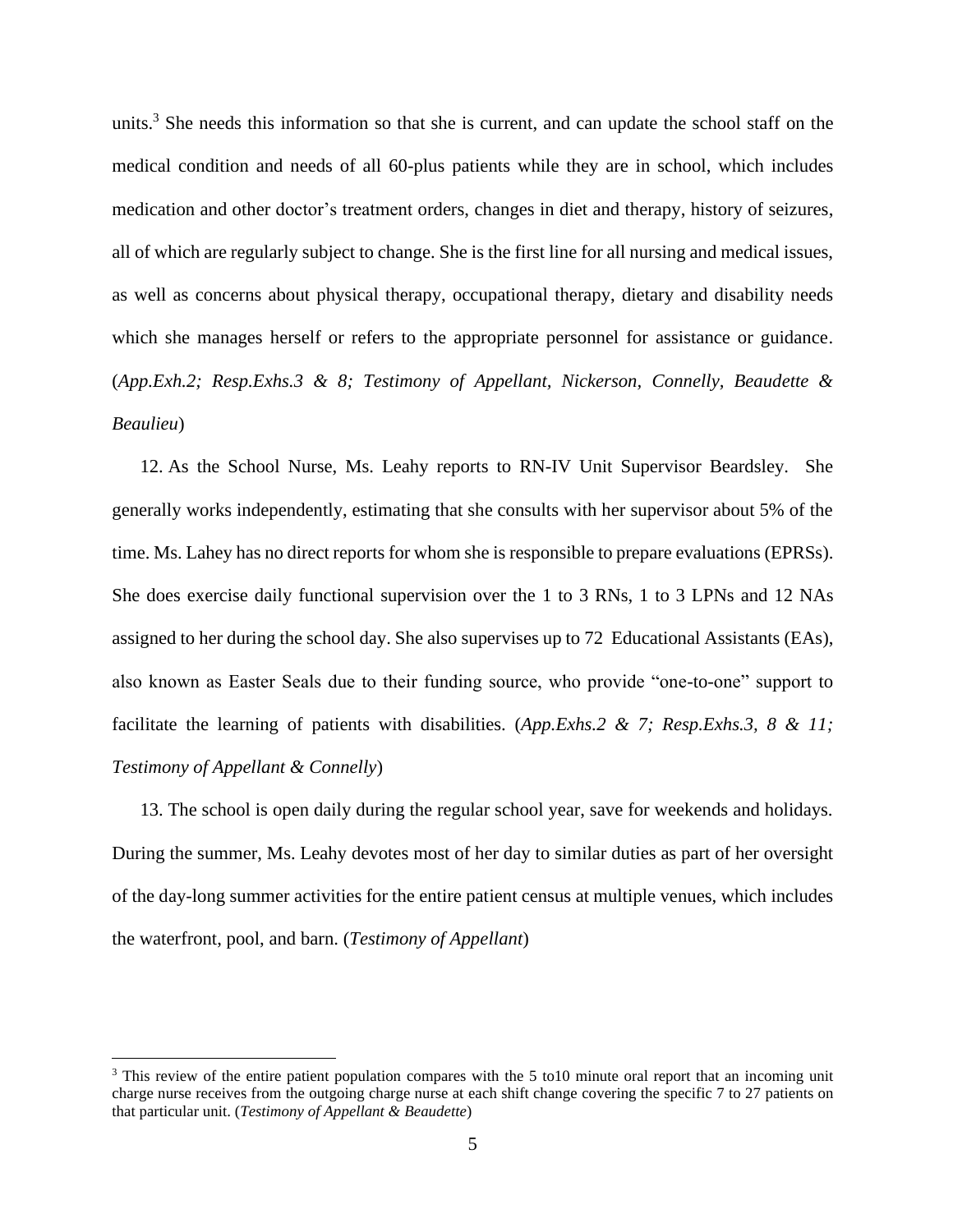units.[3] She needs this information so that she is current, and can update the school staff on the medical condition and needs of all 60-plus patients while they are in school, which includes medication and other doctor's treatment orders, changes in diet and therapy, history of seizures, all of which are regularly subject to change. She is the first line for all nursing and medical issues, as well as concerns about physical therapy, occupational therapy, dietary and disability needs which she manages herself or refers to the appropriate personnel for assistance or guidance. (*App.Exh.2; Resp.Exhs.3 & 8; Testimony of Appellant, Nickerson, Connelly, Beaudette & Beaulieu*)

12. As the School Nurse, Ms. Leahy reports to RN-IV Unit Supervisor Beardsley. She generally works independently, estimating that she consults with her supervisor about 5% of the time. Ms. Lahey has no direct reports for whom she is responsible to prepare evaluations (EPRSs). She does exercise daily functional supervision over the 1 to 3 RNs, 1 to 3 LPNs and 12 NAs assigned to her during the school day. She also supervises up to 72 Educational Assistants (EAs), also known as Easter Seals due to their funding source, who provide "one-to-one" support to facilitate the learning of patients with disabilities. (*App.Exhs.2 & 7; Resp.Exhs.3, 8 & 11; Testimony of Appellant & Connelly*)

13. The school is open daily during the regular school year, save for weekends and holidays. During the summer, Ms. Leahy devotes most of her day to similar duties as part of her oversight of the day-long summer activities for the entire patient census at multiple venues, which includes the waterfront, pool, and barn. (*Testimony of Appellant*)

---

[3] This review of the entire patient population compares with the 5 to10 minute oral report that an incoming unit charge nurse receives from the outgoing charge nurse at each shift change covering the specific 7 to 27 patients on that particular unit. (*Testimony of Appellant & Beaudette*)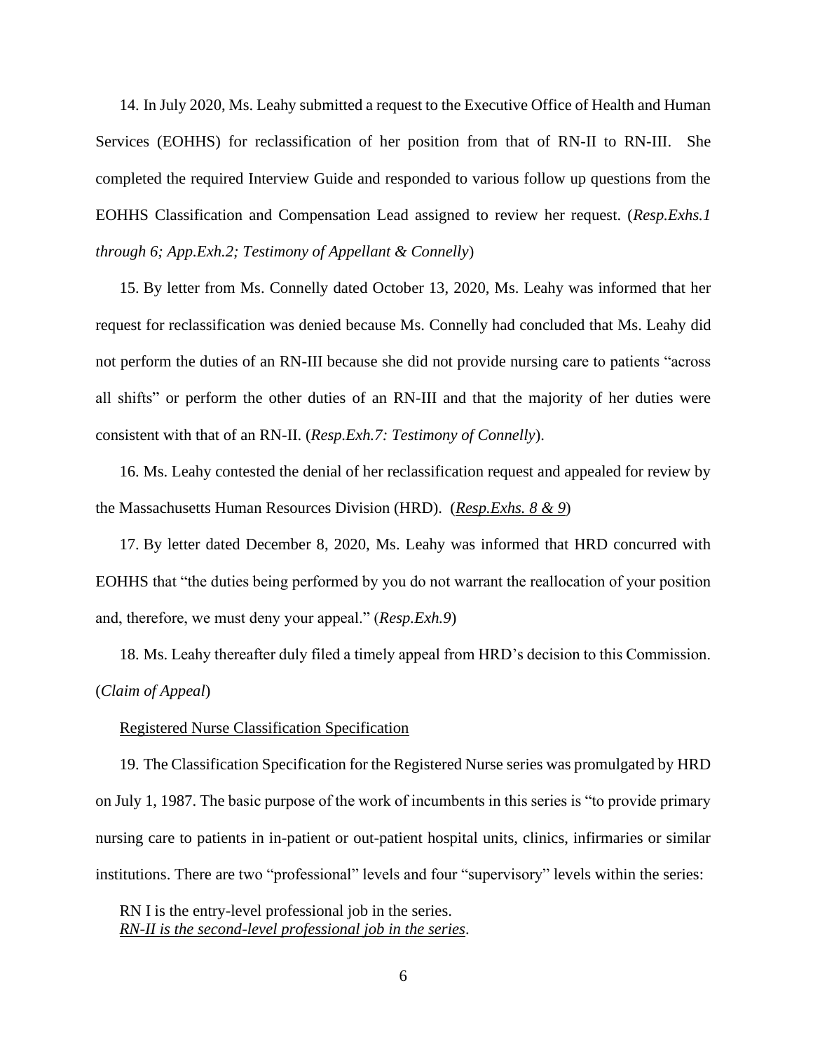14. In July 2020, Ms. Leahy submitted a request to the Executive Office of Health and Human Services (EOHHS) for reclassification of her position from that of RN-II to RN-III. She completed the required Interview Guide and responded to various follow up questions from the EOHHS Classification and Compensation Lead assigned to review her request. (*Resp.Exhs.1 through 6; App.Exh.2; Testimony of Appellant & Connelly*)

15. By letter from Ms. Connelly dated October 13, 2020, Ms. Leahy was informed that her request for reclassification was denied because Ms. Connelly had concluded that Ms. Leahy did not perform the duties of an RN-III because she did not provide nursing care to patients "across all shifts" or perform the other duties of an RN-III and that the majority of her duties were consistent with that of an RN-II. (*Resp.Exh.7: Testimony of Connelly*).

16. Ms. Leahy contested the denial of her reclassification request and appealed for review by the Massachusetts Human Resources Division (HRD). (*<u>Resp.Exhs. 8 & 9</u>*)

17. By letter dated December 8, 2020, Ms. Leahy was informed that HRD concurred with EOHHS that "the duties being performed by you do not warrant the reallocation of your position and, therefore, we must deny your appeal." (*Resp.Exh.9*)

18. Ms. Leahy thereafter duly filed a timely appeal from HRD's decision to this Commission. (*Claim of Appeal*)

<u>Registered Nurse Classification Specification</u>

19. The Classification Specification for the Registered Nurse series was promulgated by HRD on July 1, 1987. The basic purpose of the work of incumbents in this series is "to provide primary nursing care to patients in in-patient or out-patient hospital units, clinics, infirmaries or similar institutions. There are two "professional" levels and four "supervisory" levels within the series:

RN I is the entry-level professional job in the series.
*<u>RN-II is the second-level professional job in the series</u>*.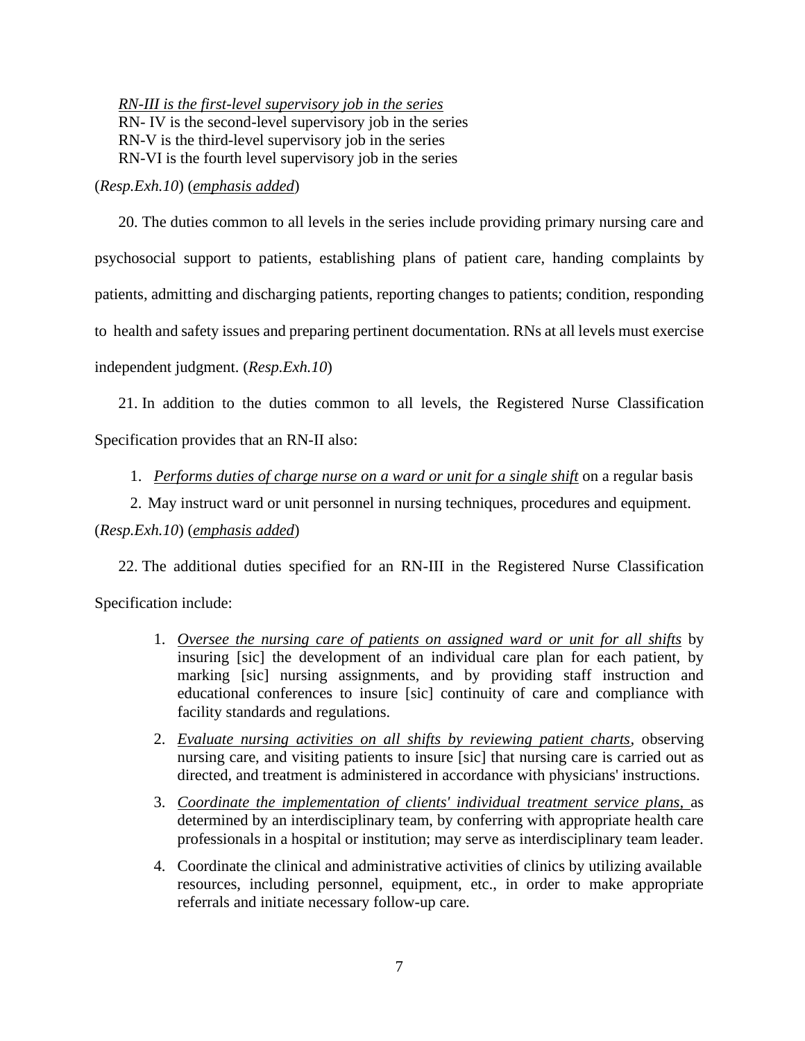<u>*RN-III is the first-level supervisory job in the series*</u>
RN- IV is the second-level supervisory job in the series
RN-V is the third-level supervisory job in the series
RN-VI is the fourth level supervisory job in the series

(*Resp.Exh.10*) (<u>*emphasis added*</u>)

20. The duties common to all levels in the series include providing primary nursing care and psychosocial support to patients, establishing plans of patient care, handing complaints by patients, admitting and discharging patients, reporting changes to patients; condition, responding to health and safety issues and preparing pertinent documentation. RNs at all levels must exercise independent judgment. (*Resp.Exh.10*)

21. In addition to the duties common to all levels, the Registered Nurse Classification Specification provides that an RN-II also:

1. <u>*Performs duties of charge nurse on a ward or unit for a single shift*</u> on a regular basis
2. May instruct ward or unit personnel in nursing techniques, procedures and equipment.

(*Resp.Exh.10*) (<u>*emphasis added*</u>)

22. The additional duties specified for an RN-III in the Registered Nurse Classification Specification include:

1. <u>*Oversee the nursing care of patients on assigned ward or unit for all shifts*</u> by insuring [sic] the development of an individual care plan for each patient, by marking [sic] nursing assignments, and by providing staff instruction and educational conferences to insure [sic] continuity of care and compliance with facility standards and regulations.
2. <u>*Evaluate nursing activities on all shifts by reviewing patient charts*</u>, observing nursing care, and visiting patients to insure [sic] that nursing care is carried out as directed, and treatment is administered in accordance with physicians' instructions.
3. <u>*Coordinate the implementation of clients' individual treatment service plans,*</u> as determined by an interdisciplinary team, by conferring with appropriate health care professionals in a hospital or institution; may serve as interdisciplinary team leader.
4. Coordinate the clinical and administrative activities of clinics by utilizing available resources, including personnel, equipment, etc., in order to make appropriate referrals and initiate necessary follow-up care.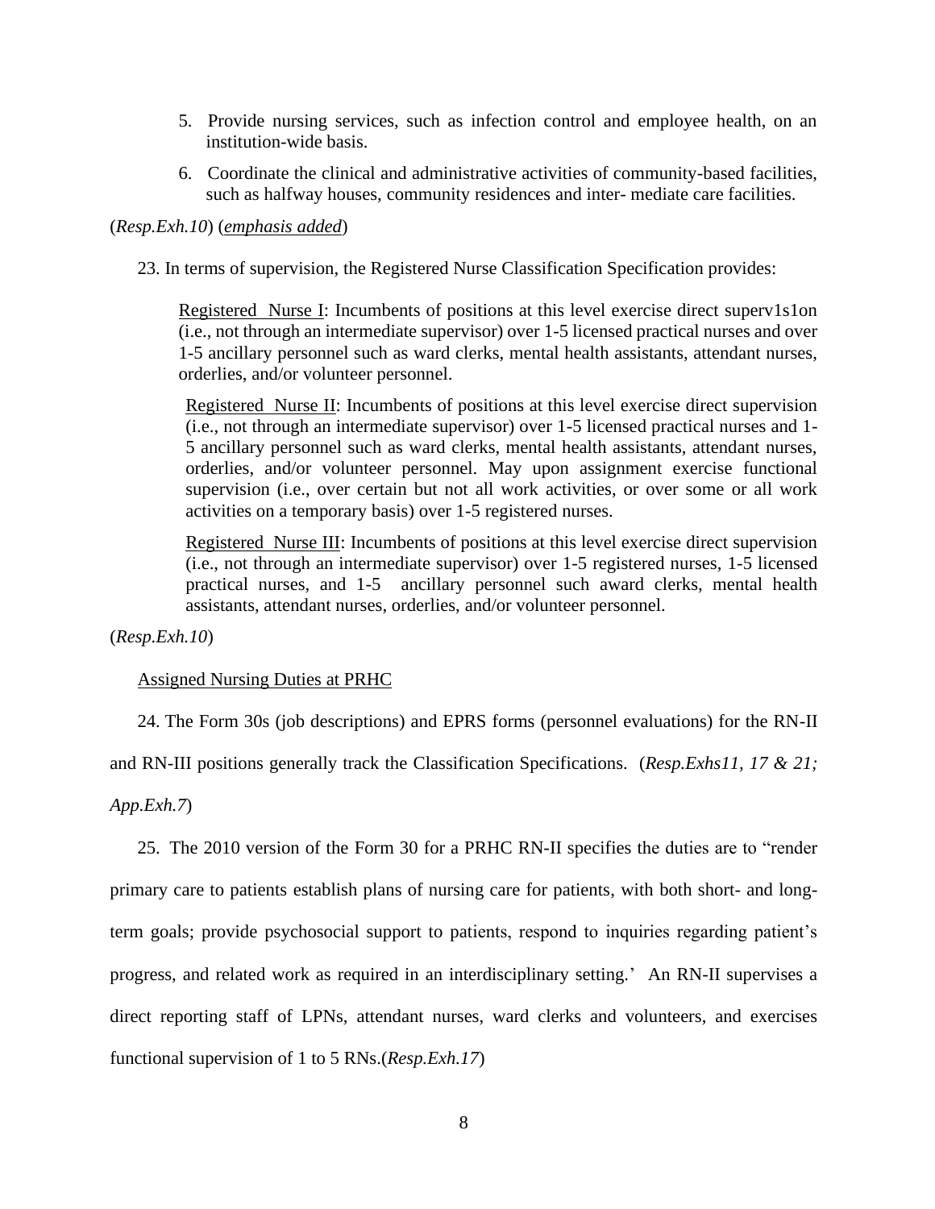5. Provide nursing services, such as infection control and employee health, on an institution-wide basis.
6. Coordinate the clinical and administrative activities of community-based facilities, such as halfway houses, community residences and inter- mediate care facilities.

(*Resp.Exh.10*) (*emphasis added*)

23. In terms of supervision, the Registered Nurse Classification Specification provides:

> Registered Nurse I: Incumbents of positions at this level exercise direct superv1s1on (i.e., not through an intermediate supervisor) over 1-5 licensed practical nurses and over 1-5 ancillary personnel such as ward clerks, mental health assistants, attendant nurses, orderlies, and/or volunteer personnel.
>
> Registered Nurse II: Incumbents of positions at this level exercise direct supervision (i.e., not through an intermediate supervisor) over 1-5 licensed practical nurses and 1-5 ancillary personnel such as ward clerks, mental health assistants, attendant nurses, orderlies, and/or volunteer personnel. May upon assignment exercise functional supervision (i.e., over certain but not all work activities, or over some or all work activities on a temporary basis) over 1-5 registered nurses.
>
> Registered Nurse III: Incumbents of positions at this level exercise direct supervision (i.e., not through an intermediate supervisor) over 1-5 registered nurses, 1-5 licensed practical nurses, and 1-5 ancillary personnel such award clerks, mental health assistants, attendant nurses, orderlies, and/or volunteer personnel.

(*Resp.Exh.10*)

Assigned Nursing Duties at PRHC

24. The Form 30s (job descriptions) and EPRS forms (personnel evaluations) for the RN-II and RN-III positions generally track the Classification Specifications. (*Resp.Exhs11, 17 & 21; App.Exh.7*)

25. The 2010 version of the Form 30 for a PRHC RN-II specifies the duties are to "render primary care to patients establish plans of nursing care for patients, with both short- and long-term goals; provide psychosocial support to patients, respond to inquiries regarding patient's progress, and related work as required in an interdisciplinary setting.' An RN-II supervises a direct reporting staff of LPNs, attendant nurses, ward clerks and volunteers, and exercises functional supervision of 1 to 5 RNs.(*Resp.Exh.17*)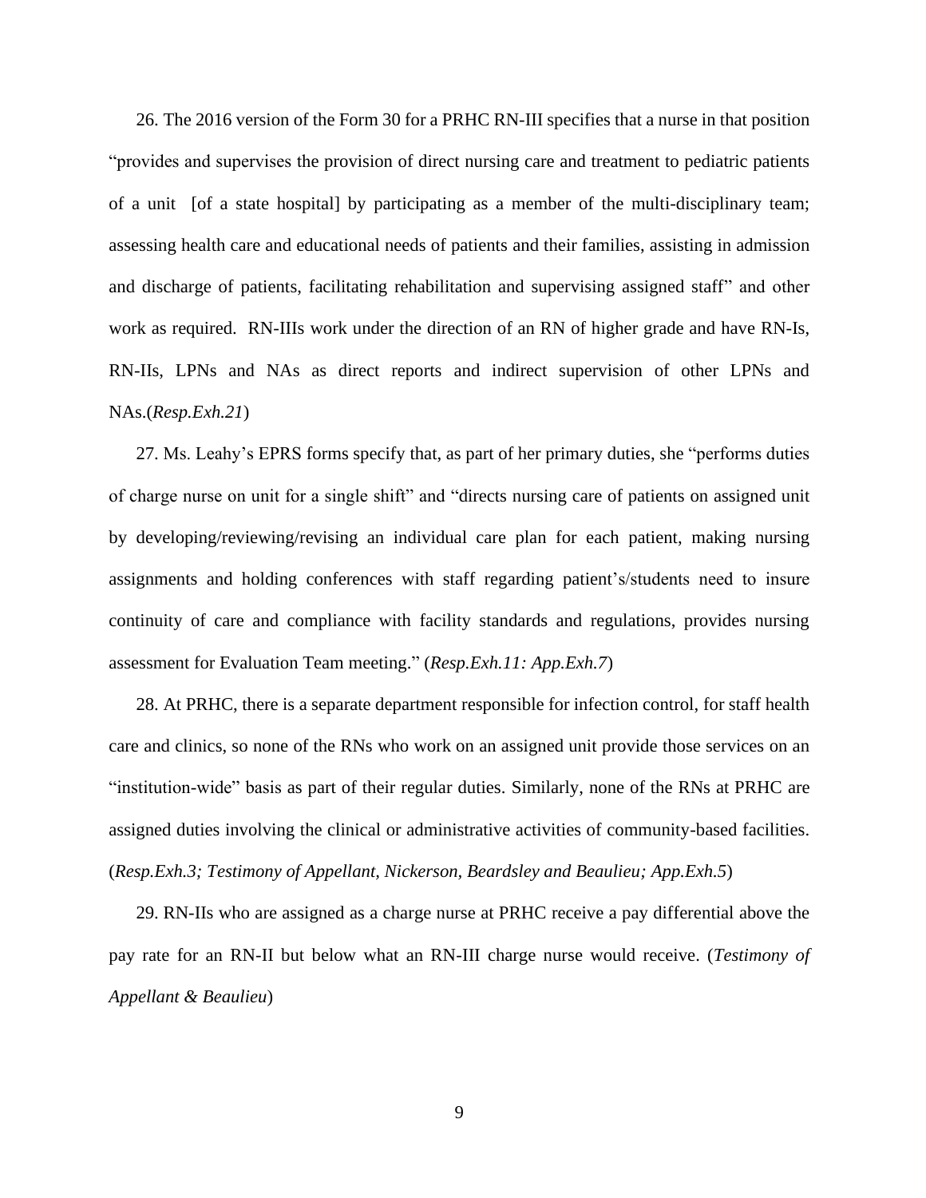26. The 2016 version of the Form 30 for a PRHC RN-III specifies that a nurse in that position "provides and supervises the provision of direct nursing care and treatment to pediatric patients of a unit [of a state hospital] by participating as a member of the multi-disciplinary team; assessing health care and educational needs of patients and their families, assisting in admission and discharge of patients, facilitating rehabilitation and supervising assigned staff" and other work as required. RN-IIIs work under the direction of an RN of higher grade and have RN-Is, RN-IIs, LPNs and NAs as direct reports and indirect supervision of other LPNs and NAs.(*Resp.Exh.21*)

27. Ms. Leahy's EPRS forms specify that, as part of her primary duties, she "performs duties of charge nurse on unit for a single shift" and "directs nursing care of patients on assigned unit by developing/reviewing/revising an individual care plan for each patient, making nursing assignments and holding conferences with staff regarding patient's/students need to insure continuity of care and compliance with facility standards and regulations, provides nursing assessment for Evaluation Team meeting." (*Resp.Exh.11: App.Exh.7*)

28. At PRHC, there is a separate department responsible for infection control, for staff health care and clinics, so none of the RNs who work on an assigned unit provide those services on an "institution-wide" basis as part of their regular duties. Similarly, none of the RNs at PRHC are assigned duties involving the clinical or administrative activities of community-based facilities. (*Resp.Exh.3; Testimony of Appellant, Nickerson, Beardsley and Beaulieu; App.Exh.5*)

29. RN-IIs who are assigned as a charge nurse at PRHC receive a pay differential above the pay rate for an RN-II but below what an RN-III charge nurse would receive. (*Testimony of Appellant & Beaulieu*)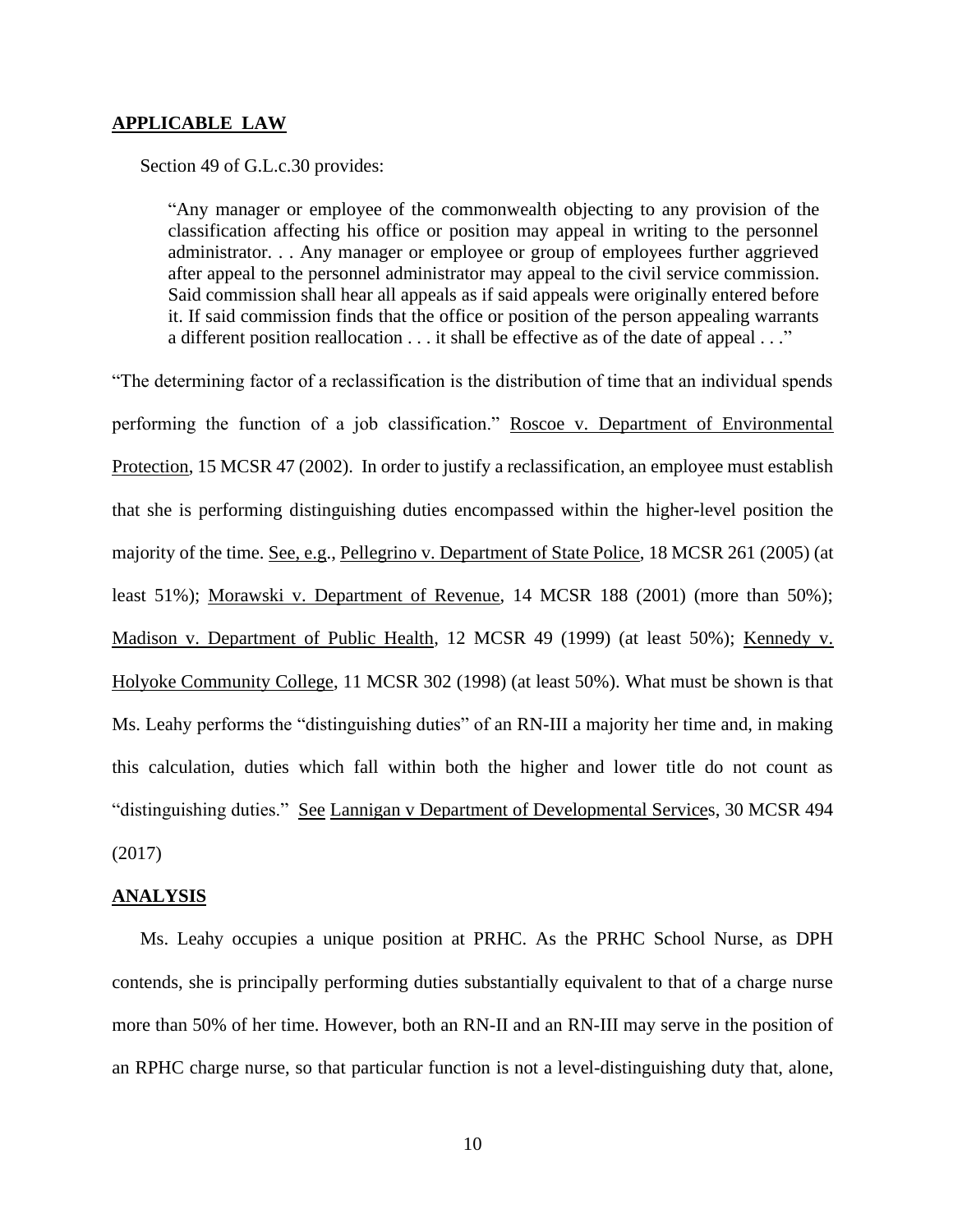**APPLICABLE LAW**

Section 49 of G.L.c.30 provides:

> "Any manager or employee of the commonwealth objecting to any provision of the classification affecting his office or position may appeal in writing to the personnel administrator. . . Any manager or employee or group of employees further aggrieved after appeal to the personnel administrator may appeal to the civil service commission. Said commission shall hear all appeals as if said appeals were originally entered before it. If said commission finds that the office or position of the person appealing warrants a different position reallocation . . . it shall be effective as of the date of appeal . . ."

"The determining factor of a reclassification is the distribution of time that an individual spends performing the function of a job classification." Roscoe v. Department of Environmental Protection, 15 MCSR 47 (2002). In order to justify a reclassification, an employee must establish that she is performing distinguishing duties encompassed within the higher-level position the majority of the time. See, e.g., Pellegrino v. Department of State Police, 18 MCSR 261 (2005) (at least 51%); Morawski v. Department of Revenue, 14 MCSR 188 (2001) (more than 50%); Madison v. Department of Public Health, 12 MCSR 49 (1999) (at least 50%); Kennedy v. Holyoke Community College, 11 MCSR 302 (1998) (at least 50%). What must be shown is that Ms. Leahy performs the "distinguishing duties" of an RN-III a majority her time and, in making this calculation, duties which fall within both the higher and lower title do not count as "distinguishing duties." See Lannigan v Department of Developmental Services, 30 MCSR 494 (2017)

**ANALYSIS**

Ms. Leahy occupies a unique position at PRHC. As the PRHC School Nurse, as DPH contends, she is principally performing duties substantially equivalent to that of a charge nurse more than 50% of her time. However, both an RN-II and an RN-III may serve in the position of an RPHC charge nurse, so that particular function is not a level-distinguishing duty that, alone,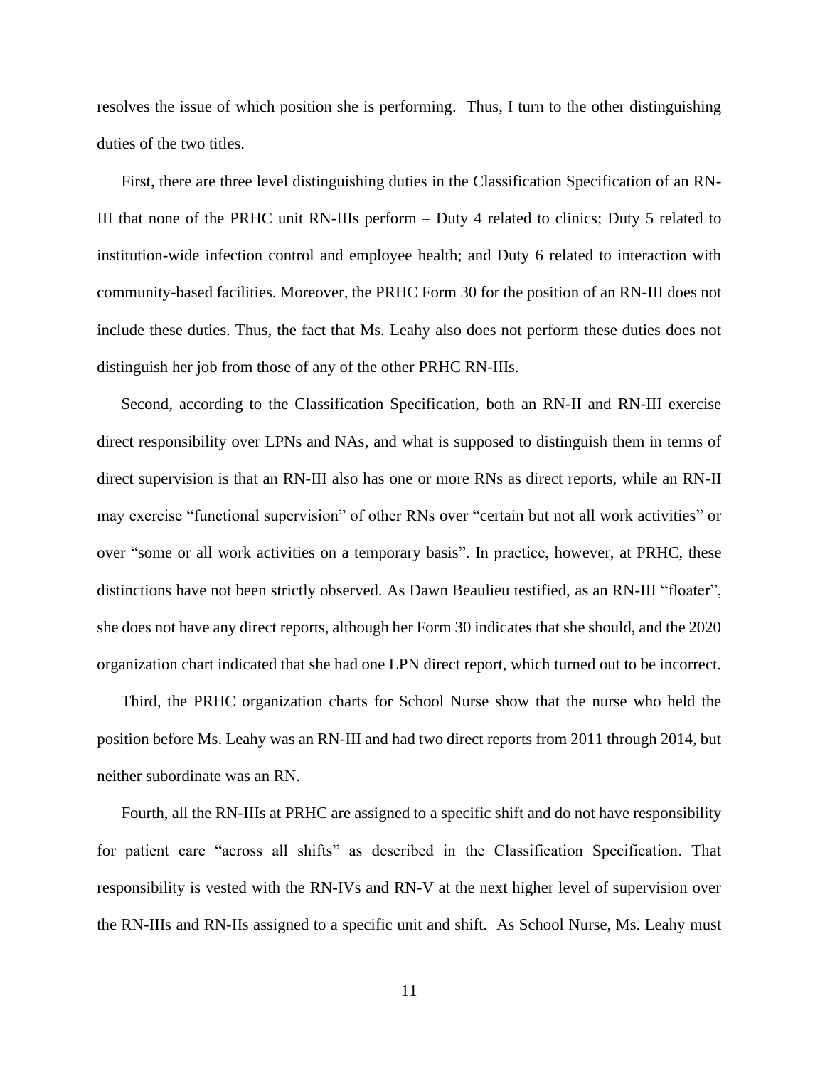resolves the issue of which position she is performing. Thus, I turn to the other distinguishing duties of the two titles.

First, there are three level distinguishing duties in the Classification Specification of an RN-III that none of the PRHC unit RN-IIIs perform – Duty 4 related to clinics; Duty 5 related to institution-wide infection control and employee health; and Duty 6 related to interaction with community-based facilities. Moreover, the PRHC Form 30 for the position of an RN-III does not include these duties. Thus, the fact that Ms. Leahy also does not perform these duties does not distinguish her job from those of any of the other PRHC RN-IIIs.

Second, according to the Classification Specification, both an RN-II and RN-III exercise direct responsibility over LPNs and NAs, and what is supposed to distinguish them in terms of direct supervision is that an RN-III also has one or more RNs as direct reports, while an RN-II may exercise "functional supervision" of other RNs over "certain but not all work activities" or over "some or all work activities on a temporary basis". In practice, however, at PRHC, these distinctions have not been strictly observed. As Dawn Beaulieu testified, as an RN-III "floater", she does not have any direct reports, although her Form 30 indicates that she should, and the 2020 organization chart indicated that she had one LPN direct report, which turned out to be incorrect.

Third, the PRHC organization charts for School Nurse show that the nurse who held the position before Ms. Leahy was an RN-III and had two direct reports from 2011 through 2014, but neither subordinate was an RN.

Fourth, all the RN-IIIs at PRHC are assigned to a specific shift and do not have responsibility for patient care "across all shifts" as described in the Classification Specification. That responsibility is vested with the RN-IVs and RN-V at the next higher level of supervision over the RN-IIIs and RN-IIs assigned to a specific unit and shift. As School Nurse, Ms. Leahy must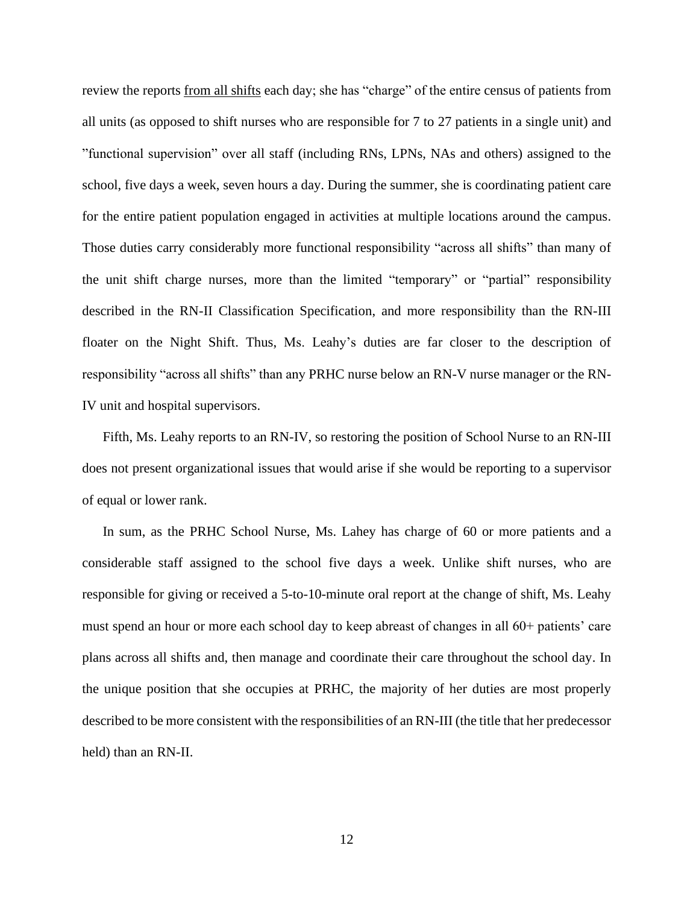review the reports <u>from all shifts</u> each day; she has "charge" of the entire census of patients from all units (as opposed to shift nurses who are responsible for 7 to 27 patients in a single unit) and "functional supervision" over all staff (including RNs, LPNs, NAs and others) assigned to the school, five days a week, seven hours a day. During the summer, she is coordinating patient care for the entire patient population engaged in activities at multiple locations around the campus. Those duties carry considerably more functional responsibility "across all shifts" than many of the unit shift charge nurses, more than the limited "temporary" or "partial" responsibility described in the RN-II Classification Specification, and more responsibility than the RN-III floater on the Night Shift. Thus, Ms. Leahy's duties are far closer to the description of responsibility "across all shifts" than any PRHC nurse below an RN-V nurse manager or the RN-IV unit and hospital supervisors.

Fifth, Ms. Leahy reports to an RN-IV, so restoring the position of School Nurse to an RN-III does not present organizational issues that would arise if she would be reporting to a supervisor of equal or lower rank.

In sum, as the PRHC School Nurse, Ms. Lahey has charge of 60 or more patients and a considerable staff assigned to the school five days a week. Unlike shift nurses, who are responsible for giving or received a 5-to-10-minute oral report at the change of shift, Ms. Leahy must spend an hour or more each school day to keep abreast of changes in all 60+ patients' care plans across all shifts and, then manage and coordinate their care throughout the school day. In the unique position that she occupies at PRHC, the majority of her duties are most properly described to be more consistent with the responsibilities of an RN-III (the title that her predecessor held) than an RN-II.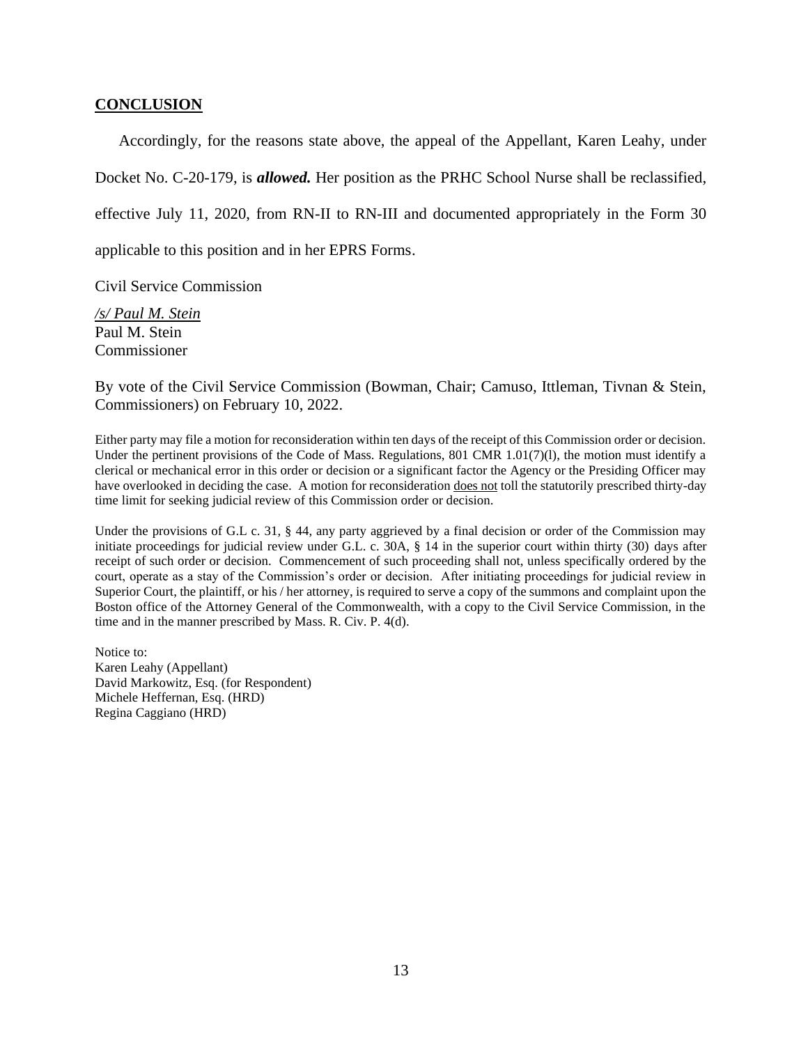## CONCLUSION

Accordingly, for the reasons state above, the appeal of the Appellant, Karen Leahy, under Docket No. C-20-179, is ***allowed.*** Her position as the PRHC School Nurse shall be reclassified, effective July 11, 2020, from RN-II to RN-III and documented appropriately in the Form 30 applicable to this position and in her EPRS Forms.

Civil Service Commission

*/s/ Paul M. Stein*
Paul M. Stein
Commissioner

By vote of the Civil Service Commission (Bowman, Chair; Camuso, Ittleman, Tivnan & Stein, Commissioners) on February 10, 2022.

Either party may file a motion for reconsideration within ten days of the receipt of this Commission order or decision. Under the pertinent provisions of the Code of Mass. Regulations, 801 CMR 1.01(7)(l), the motion must identify a clerical or mechanical error in this order or decision or a significant factor the Agency or the Presiding Officer may have overlooked in deciding the case. A motion for reconsideration does not toll the statutorily prescribed thirty-day time limit for seeking judicial review of this Commission order or decision.

Under the provisions of G.L c. 31, § 44, any party aggrieved by a final decision or order of the Commission may initiate proceedings for judicial review under G.L. c. 30A, § 14 in the superior court within thirty (30) days after receipt of such order or decision. Commencement of such proceeding shall not, unless specifically ordered by the court, operate as a stay of the Commission's order or decision. After initiating proceedings for judicial review in Superior Court, the plaintiff, or his / her attorney, is required to serve a copy of the summons and complaint upon the Boston office of the Attorney General of the Commonwealth, with a copy to the Civil Service Commission, in the time and in the manner prescribed by Mass. R. Civ. P. 4(d).

Notice to:
Karen Leahy (Appellant)
David Markowitz, Esq. (for Respondent)
Michele Heffernan, Esq. (HRD)
Regina Caggiano (HRD)